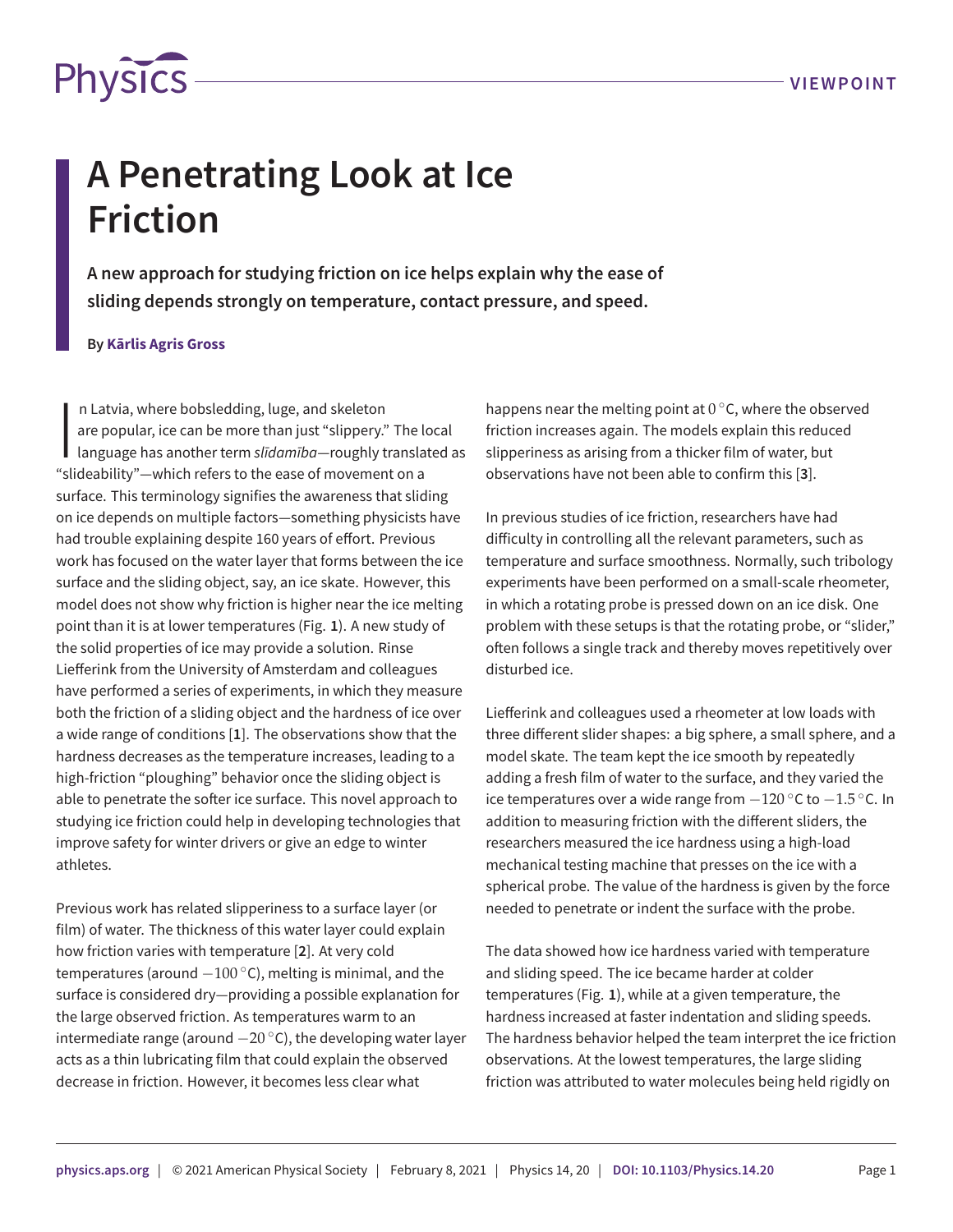# A Penetrating Look at Ice Friction

**A new approach for studying friction on ice helps explain why the ease of sliding depends strongly on temperature, contact pressure, and speed.**

**By Kārlis Agris Gross**

In Latvia, where bobsledding, luge, and skeleton are popular, ice can be more than just "slippery." The local language has another term *slīdamība*—roughly translated as "slideability"—which refers to the ease of movement on a surface. This terminology signifies the awareness that sliding on ice depends on multiple factors—something physicists have had trouble explaining despite 160 years of effort. Previous work has focused on the water layer that forms between the ice surface and the sliding object, say, an ice skate. However, this model does not show why friction is higher near the ice melting point than it is at lower temperatures (Fig. **1**). A new study of the solid properties of ice may provide a solution. Rinse Liefferink from the University of Amsterdam and colleagues have performed a series of experiments, in which they measure both the friction of a sliding object and the hardness of ice over a wide range of conditions [**1**]. The observations show that the hardness decreases as the temperature increases, leading to a high-friction "ploughing" behavior once the sliding object is able to penetrate the softer ice surface. This novel approach to studying ice friction could help in developing technologies that improve safety for winter drivers or give an edge to winter athletes.

Previous work has related slipperiness to a surface layer (or film) of water. The thickness of this water layer could explain how friction varies with temperature [**2**]. At very cold temperatures (around $-100\,^{\circ}$C), melting is minimal, and the surface is considered dry—providing a possible explanation for the large observed friction. As temperatures warm to an intermediate range (around $-20\,^{\circ}$C), the developing water layer acts as a thin lubricating film that could explain the observed decrease in friction. However, it becomes less clear what happens near the melting point at $0\,^{\circ}$C, where the observed friction increases again. The models explain this reduced slipperiness as arising from a thicker film of water, but observations have not been able to confirm this [**3**].

In previous studies of ice friction, researchers have had difficulty in controlling all the relevant parameters, such as temperature and surface smoothness. Normally, such tribology experiments have been performed on a small-scale rheometer, in which a rotating probe is pressed down on an ice disk. One problem with these setups is that the rotating probe, or "slider," often follows a single track and thereby moves repetitively over disturbed ice.

Liefferink and colleagues used a rheometer at low loads with three different slider shapes: a big sphere, a small sphere, and a model skate. The team kept the ice smooth by repeatedly adding a fresh film of water to the surface, and they varied the ice temperatures over a wide range from $-120\,^{\circ}$C to $-1.5\,^{\circ}$C. In addition to measuring friction with the different sliders, the researchers measured the ice hardness using a high-load mechanical testing machine that presses on the ice with a spherical probe. The value of the hardness is given by the force needed to penetrate or indent the surface with the probe.

The data showed how ice hardness varied with temperature and sliding speed. The ice became harder at colder temperatures (Fig. **1**), while at a given temperature, the hardness increased at faster indentation and sliding speeds. The hardness behavior helped the team interpret the ice friction observations. At the lowest temperatures, the large sliding friction was attributed to water molecules being held rigidly on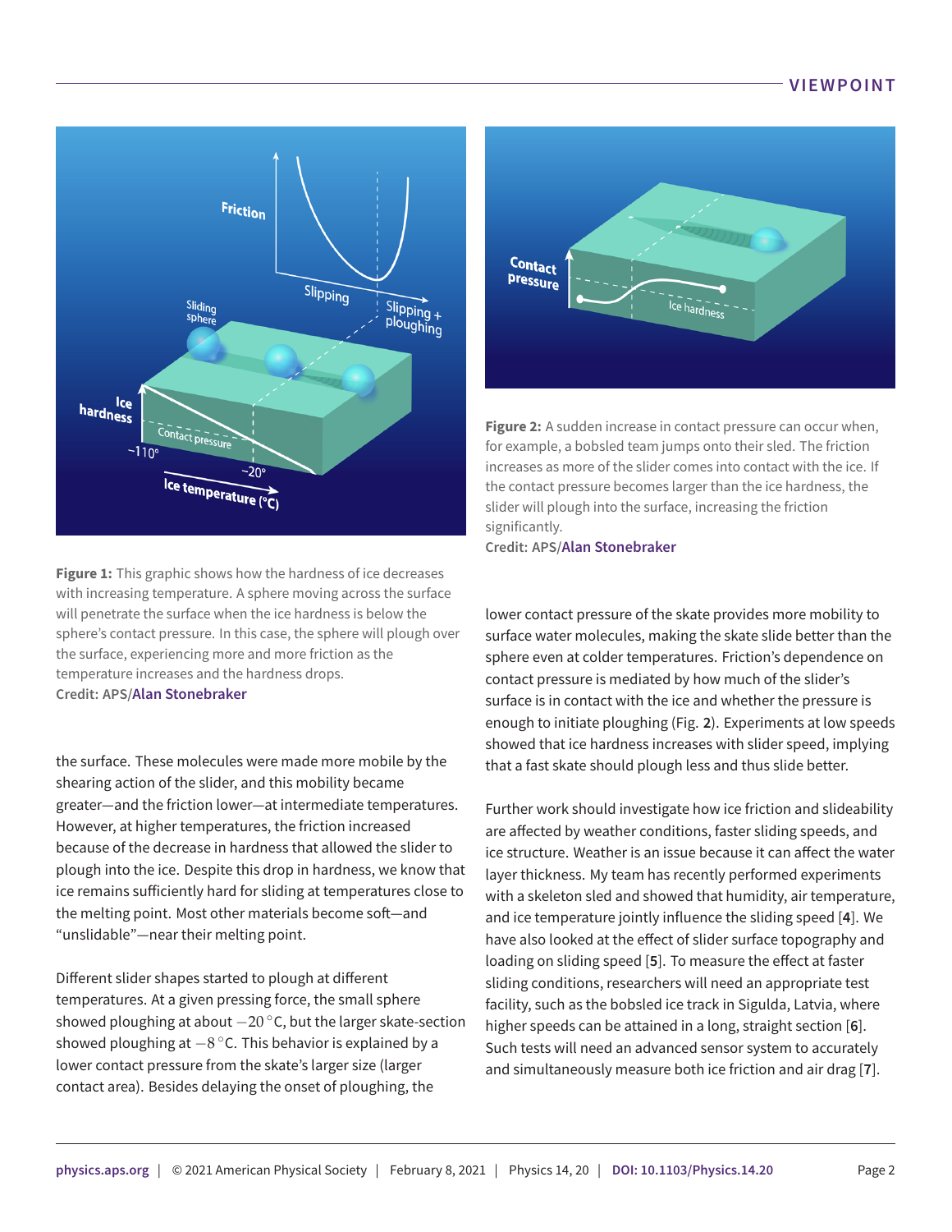**Figure 1:** This graphic shows how the hardness of ice decreases with increasing temperature. A sphere moving across the surface will penetrate the surface when the ice hardness is below the sphere's contact pressure. In this case, the sphere will plough over the surface, experiencing more and more friction as the temperature increases and the hardness drops.
**Credit:** APS/Alan Stonebraker

**Figure 2:** A sudden increase in contact pressure can occur when, for example, a bobsled team jumps onto their sled. The friction increases as more of the slider comes into contact with the ice. If the contact pressure becomes larger than the ice hardness, the slider will plough into the surface, increasing the friction significantly.
**Credit:** APS/Alan Stonebraker

the surface. These molecules were made more mobile by the shearing action of the slider, and this mobility became greater—and the friction lower—at intermediate temperatures. However, at higher temperatures, the friction increased because of the decrease in hardness that allowed the slider to plough into the ice. Despite this drop in hardness, we know that ice remains sufficiently hard for sliding at temperatures close to the melting point. Most other materials become soft—and "unslidable"—near their melting point.

Different slider shapes started to plough at different temperatures. At a given pressing force, the small sphere showed ploughing at about $-20\,^{\circ}$C, but the larger skate-section showed ploughing at $-8\,^{\circ}$C. This behavior is explained by a lower contact pressure from the skate's larger size (larger contact area). Besides delaying the onset of ploughing, the lower contact pressure of the skate provides more mobility to surface water molecules, making the skate slide better than the sphere even at colder temperatures. Friction's dependence on contact pressure is mediated by how much of the slider's surface is in contact with the ice and whether the pressure is enough to initiate ploughing (Fig. **2**). Experiments at low speeds showed that ice hardness increases with slider speed, implying that a fast skate should plough less and thus slide better.

Further work should investigate how ice friction and slideability are affected by weather conditions, faster sliding speeds, and ice structure. Weather is an issue because it can affect the water layer thickness. My team has recently performed experiments with a skeleton sled and showed that humidity, air temperature, and ice temperature jointly influence the sliding speed [**4**]. We have also looked at the effect of slider surface topography and loading on sliding speed [**5**]. To measure the effect at faster sliding conditions, researchers will need an appropriate test facility, such as the bobsled ice track in Sigulda, Latvia, where higher speeds can be attained in a long, straight section [**6**]. Such tests will need an advanced sensor system to accurately and simultaneously measure both ice friction and air drag [**7**].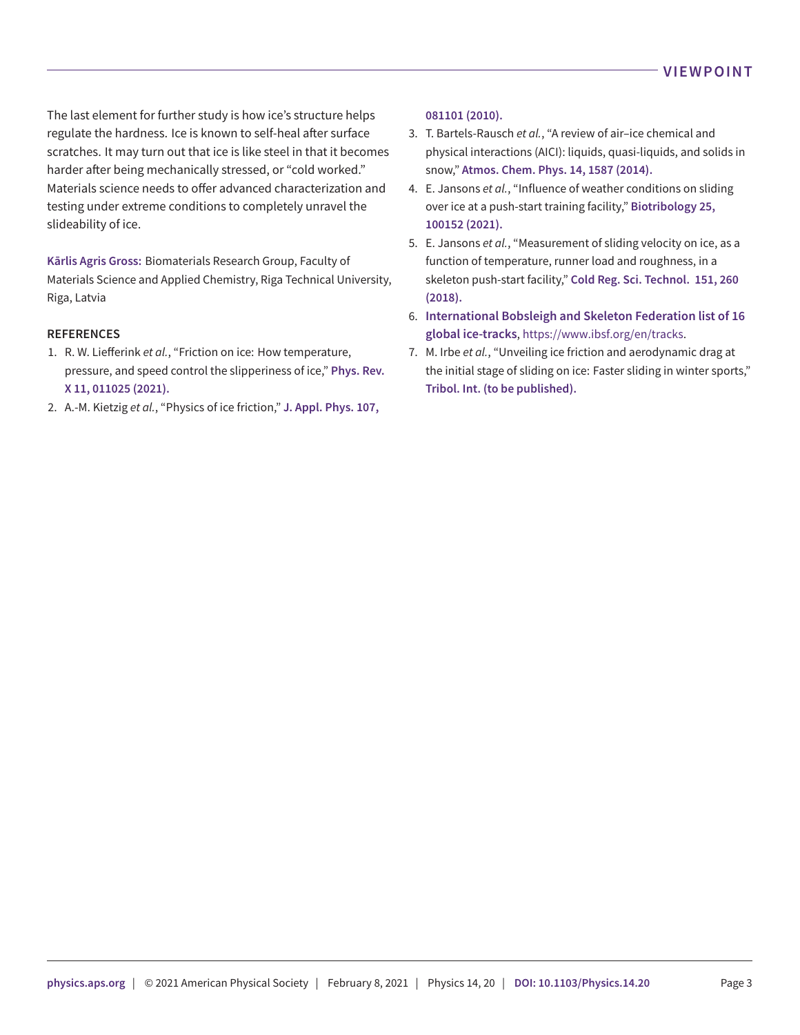The last element for further study is how ice's structure helps regulate the hardness. Ice is known to self-heal after surface scratches. It may turn out that ice is like steel in that it becomes harder after being mechanically stressed, or "cold worked." Materials science needs to offer advanced characterization and testing under extreme conditions to completely unravel the slideability of ice.

**Kārlis Agris Gross:** Biomaterials Research Group, Faculty of Materials Science and Applied Chemistry, Riga Technical University, Riga, Latvia

## REFERENCES

1. R. W. Liefferink *et al.*, "Friction on ice: How temperature, pressure, and speed control the slipperiness of ice," **Phys. Rev. X 11, 011025 (2021).**
2. A.-M. Kietzig *et al.*, "Physics of ice friction," **J. Appl. Phys. 107, 081101 (2010).**
3. T. Bartels-Rausch *et al.*, "A review of air–ice chemical and physical interactions (AICI): liquids, quasi-liquids, and solids in snow," **Atmos. Chem. Phys. 14, 1587 (2014).**
4. E. Jansons *et al.*, "Influence of weather conditions on sliding over ice at a push-start training facility," **Biotribology 25, 100152 (2021).**
5. E. Jansons *et al.*, "Measurement of sliding velocity on ice, as a function of temperature, runner load and roughness, in a skeleton push-start facility," **Cold Reg. Sci. Technol. 151, 260 (2018).**
6. **International Bobsleigh and Skeleton Federation list of 16 global ice-tracks**, https://www.ibsf.org/en/tracks.
7. M. Irbe *et al.*, "Unveiling ice friction and aerodynamic drag at the initial stage of sliding on ice: Faster sliding in winter sports," **Tribol. Int. (to be published).**